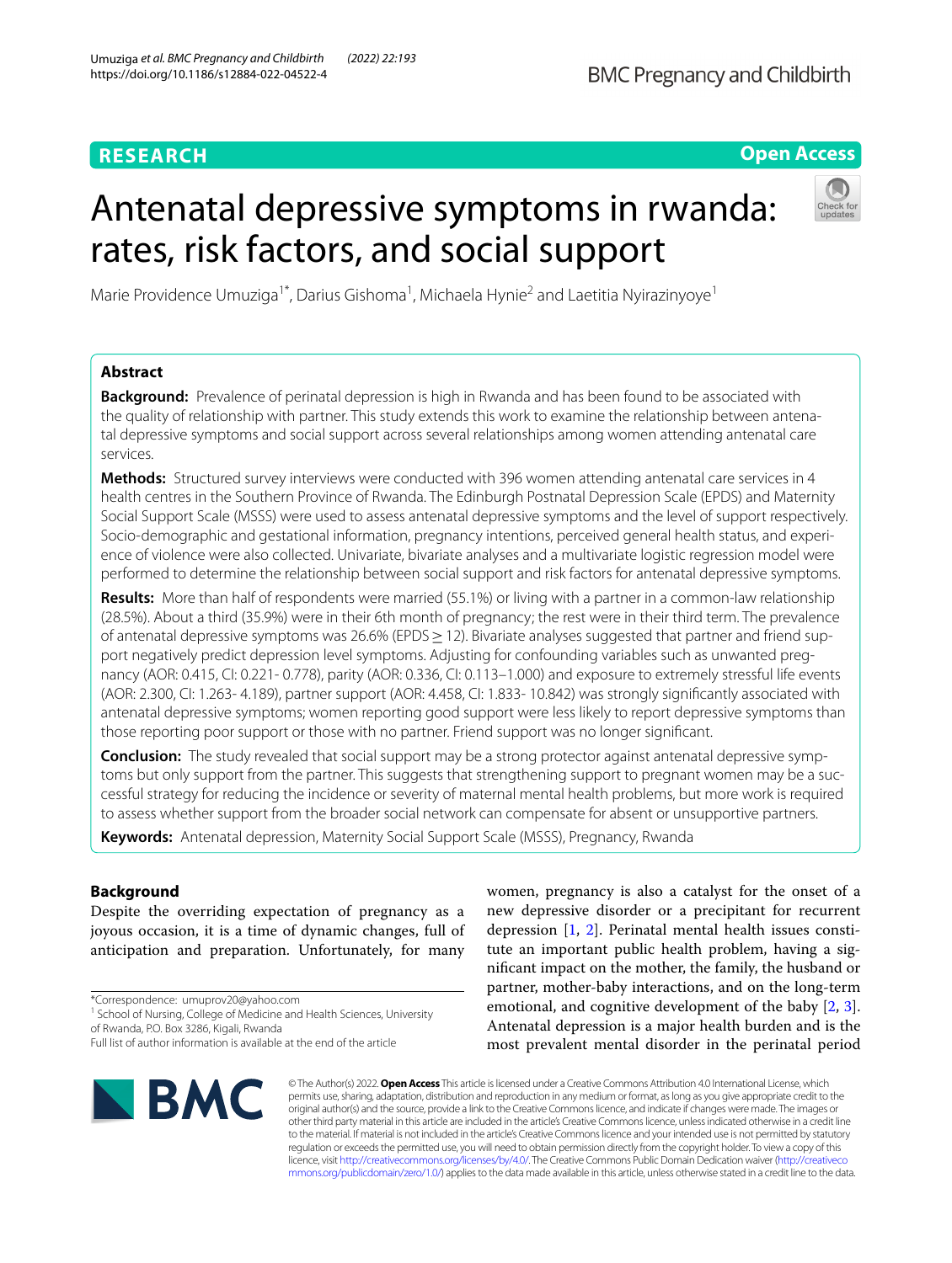RESEARCH

Open Access

# Antenatal depressive symptoms in rwanda: rates, risk factors, and social support

Marie Providence Umuziga[1*], Darius Gishoma[1], Michaela Hynie[2] and Laetitia Nyirazinyoye[1]

## Abstract

**Background:** Prevalence of perinatal depression is high in Rwanda and has been found to be associated with the quality of relationship with partner. This study extends this work to examine the relationship between antenatal depressive symptoms and social support across several relationships among women attending antenatal care services.

**Methods:** Structured survey interviews were conducted with 396 women attending antenatal care services in 4 health centres in the Southern Province of Rwanda. The Edinburgh Postnatal Depression Scale (EPDS) and Maternity Social Support Scale (MSSS) were used to assess antenatal depressive symptoms and the level of support respectively. Socio-demographic and gestational information, pregnancy intentions, perceived general health status, and experience of violence were also collected. Univariate, bivariate analyses and a multivariate logistic regression model were performed to determine the relationship between social support and risk factors for antenatal depressive symptoms.

**Results:** More than half of respondents were married (55.1%) or living with a partner in a common-law relationship (28.5%). About a third (35.9%) were in their 6th month of pregnancy; the rest were in their third term. The prevalence of antenatal depressive symptoms was 26.6% (EPDS ≥ 12). Bivariate analyses suggested that partner and friend support negatively predict depression level symptoms. Adjusting for confounding variables such as unwanted pregnancy (AOR: 0.415, CI: 0.221- 0.778), parity (AOR: 0.336, CI: 0.113–1.000) and exposure to extremely stressful life events (AOR: 2.300, CI: 1.263- 4.189), partner support (AOR: 4.458, CI: 1.833- 10.842) was strongly significantly associated with antenatal depressive symptoms; women reporting good support were less likely to report depressive symptoms than those reporting poor support or those with no partner. Friend support was no longer significant.

**Conclusion:** The study revealed that social support may be a strong protector against antenatal depressive symptoms but only support from the partner. This suggests that strengthening support to pregnant women may be a successful strategy for reducing the incidence or severity of maternal mental health problems, but more work is required to assess whether support from the broader social network can compensate for absent or unsupportive partners.

**Keywords:** Antenatal depression, Maternity Social Support Scale (MSSS), Pregnancy, Rwanda

## Background

Despite the overriding expectation of pregnancy as a joyous occasion, it is a time of dynamic changes, full of anticipation and preparation. Unfortunately, for many women, pregnancy is also a catalyst for the onset of a new depressive disorder or a precipitant for recurrent depression [1, 2]. Perinatal mental health issues constitute an important public health problem, having a significant impact on the mother, the family, the husband or partner, mother-baby interactions, and on the long-term emotional, and cognitive development of the baby [2, 3]. Antenatal depression is a major health burden and is the most prevalent mental disorder in the perinatal period

*Correspondence: umuprov20@yahoo.com

[1] School of Nursing, College of Medicine and Health Sciences, University of Rwanda, P.O. Box 3286, Kigali, Rwanda

Full list of author information is available at the end of the article

© The Author(s) 2022. **Open Access** This article is licensed under a Creative Commons Attribution 4.0 International License, which permits use, sharing, adaptation, distribution and reproduction in any medium or format, as long as you give appropriate credit to the original author(s) and the source, provide a link to the Creative Commons licence, and indicate if changes were made. The images or other third party material in this article are included in the article's Creative Commons licence, unless indicated otherwise in a credit line to the material. If material is not included in the article's Creative Commons licence and your intended use is not permitted by statutory regulation or exceeds the permitted use, you will need to obtain permission directly from the copyright holder. To view a copy of this licence, visit http://creativecommons.org/licenses/by/4.0/. The Creative Commons Public Domain Dedication waiver (http://creativecommons.org/publicdomain/zero/1.0/) applies to the data made available in this article, unless otherwise stated in a credit line to the data.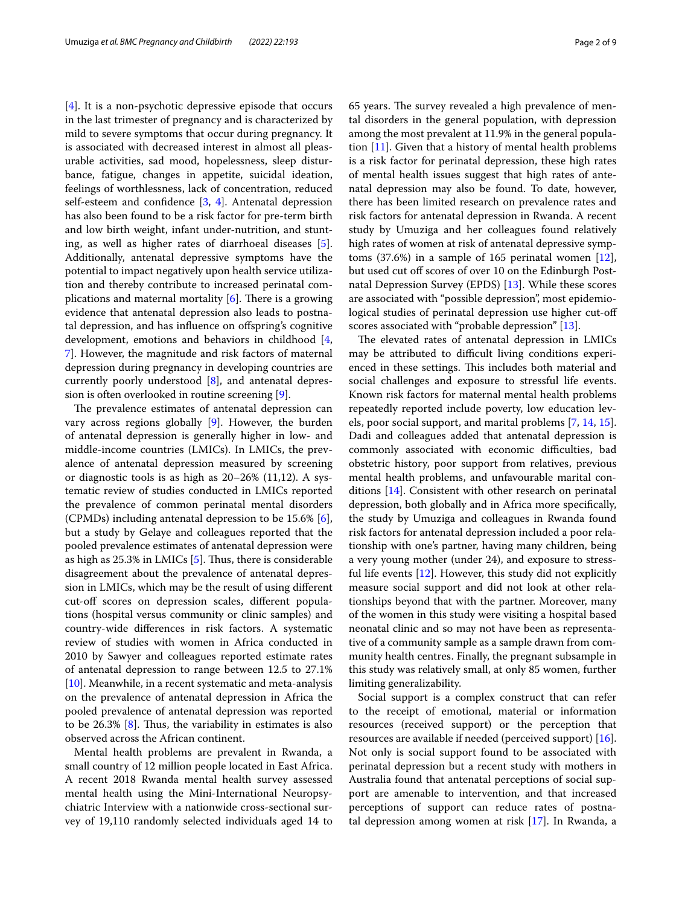[4]. It is a non-psychotic depressive episode that occurs in the last trimester of pregnancy and is characterized by mild to severe symptoms that occur during pregnancy. It is associated with decreased interest in almost all pleasurable activities, sad mood, hopelessness, sleep disturbance, fatigue, changes in appetite, suicidal ideation, feelings of worthlessness, lack of concentration, reduced self-esteem and confidence [3, 4]. Antenatal depression has also been found to be a risk factor for pre-term birth and low birth weight, infant under-nutrition, and stunting, as well as higher rates of diarrhoeal diseases [5]. Additionally, antenatal depressive symptoms have the potential to impact negatively upon health service utilization and thereby contribute to increased perinatal complications and maternal mortality [6]. There is a growing evidence that antenatal depression also leads to postnatal depression, and has influence on offspring's cognitive development, emotions and behaviors in childhood [4, 7]. However, the magnitude and risk factors of maternal depression during pregnancy in developing countries are currently poorly understood [8], and antenatal depression is often overlooked in routine screening [9].

The prevalence estimates of antenatal depression can vary across regions globally [9]. However, the burden of antenatal depression is generally higher in low- and middle-income countries (LMICs). In LMICs, the prevalence of antenatal depression measured by screening or diagnostic tools is as high as 20–26% (11,12). A systematic review of studies conducted in LMICs reported the prevalence of common perinatal mental disorders (CPMDs) including antenatal depression to be 15.6% [6], but a study by Gelaye and colleagues reported that the pooled prevalence estimates of antenatal depression were as high as 25.3% in LMICs [5]. Thus, there is considerable disagreement about the prevalence of antenatal depression in LMICs, which may be the result of using different cut-off scores on depression scales, different populations (hospital versus community or clinic samples) and country-wide differences in risk factors. A systematic review of studies with women in Africa conducted in 2010 by Sawyer and colleagues reported estimate rates of antenatal depression to range between 12.5 to 27.1% [10]. Meanwhile, in a recent systematic and meta-analysis on the prevalence of antenatal depression in Africa the pooled prevalence of antenatal depression was reported to be 26.3% [8]. Thus, the variability in estimates is also observed across the African continent.

Mental health problems are prevalent in Rwanda, a small country of 12 million people located in East Africa. A recent 2018 Rwanda mental health survey assessed mental health using the Mini-International Neuropsychiatric Interview with a nationwide cross-sectional survey of 19,110 randomly selected individuals aged 14 to 65 years. The survey revealed a high prevalence of mental disorders in the general population, with depression among the most prevalent at 11.9% in the general population [11]. Given that a history of mental health problems is a risk factor for perinatal depression, these high rates of mental health issues suggest that high rates of antenatal depression may also be found. To date, however, there has been limited research on prevalence rates and risk factors for antenatal depression in Rwanda. A recent study by Umuziga and her colleagues found relatively high rates of women at risk of antenatal depressive symptoms (37.6%) in a sample of 165 perinatal women [12], but used cut off scores of over 10 on the Edinburgh Postnatal Depression Survey (EPDS) [13]. While these scores are associated with "possible depression", most epidemiological studies of perinatal depression use higher cut-off scores associated with "probable depression" [13].

The elevated rates of antenatal depression in LMICs may be attributed to difficult living conditions experienced in these settings. This includes both material and social challenges and exposure to stressful life events. Known risk factors for maternal mental health problems repeatedly reported include poverty, low education levels, poor social support, and marital problems [7, 14, 15]. Dadi and colleagues added that antenatal depression is commonly associated with economic difficulties, bad obstetric history, poor support from relatives, previous mental health problems, and unfavourable marital conditions [14]. Consistent with other research on perinatal depression, both globally and in Africa more specifically, the study by Umuziga and colleagues in Rwanda found risk factors for antenatal depression included a poor relationship with one's partner, having many children, being a very young mother (under 24), and exposure to stressful life events [12]. However, this study did not explicitly measure social support and did not look at other relationships beyond that with the partner. Moreover, many of the women in this study were visiting a hospital based neonatal clinic and so may not have been as representative of a community sample as a sample drawn from community health centres. Finally, the pregnant subsample in this study was relatively small, at only 85 women, further limiting generalizability.

Social support is a complex construct that can refer to the receipt of emotional, material or information resources (received support) or the perception that resources are available if needed (perceived support) [16]. Not only is social support found to be associated with perinatal depression but a recent study with mothers in Australia found that antenatal perceptions of social support are amenable to intervention, and that increased perceptions of support can reduce rates of postnatal depression among women at risk [17]. In Rwanda, a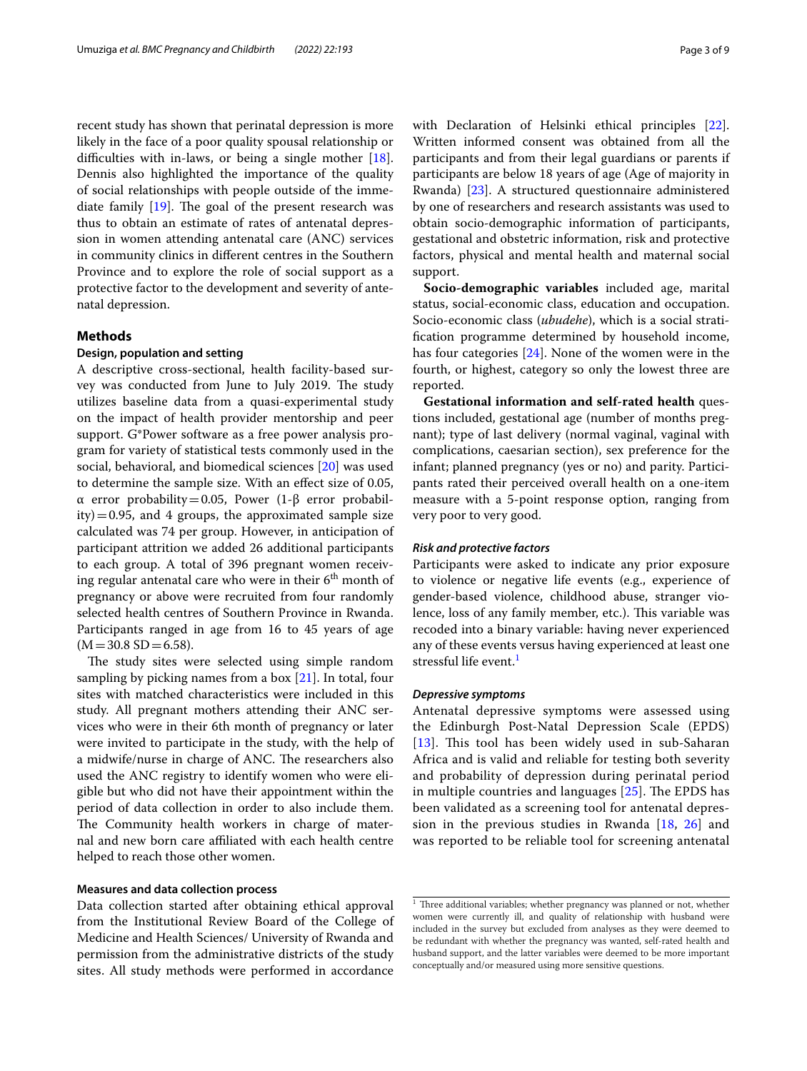recent study has shown that perinatal depression is more likely in the face of a poor quality spousal relationship or difficulties with in-laws, or being a single mother [18]. Dennis also highlighted the importance of the quality of social relationships with people outside of the immediate family [19]. The goal of the present research was thus to obtain an estimate of rates of antenatal depression in women attending antenatal care (ANC) services in community clinics in different centres in the Southern Province and to explore the role of social support as a protective factor to the development and severity of antenatal depression.

## Methods

### Design, population and setting

A descriptive cross-sectional, health facility-based survey was conducted from June to July 2019. The study utilizes baseline data from a quasi-experimental study on the impact of health provider mentorship and peer support. G*Power software as a free power analysis program for variety of statistical tests commonly used in the social, behavioral, and biomedical sciences [20] was used to determine the sample size. With an effect size of 0.05, α error probability = 0.05, Power (1-β error probability) = 0.95, and 4 groups, the approximated sample size calculated was 74 per group. However, in anticipation of participant attrition we added 26 additional participants to each group. A total of 396 pregnant women receiving regular antenatal care who were in their 6th month of pregnancy or above were recruited from four randomly selected health centres of Southern Province in Rwanda. Participants ranged in age from 16 to 45 years of age (M = 30.8 SD = 6.58).

The study sites were selected using simple random sampling by picking names from a box [21]. In total, four sites with matched characteristics were included in this study. All pregnant mothers attending their ANC services who were in their 6th month of pregnancy or later were invited to participate in the study, with the help of a midwife/nurse in charge of ANC. The researchers also used the ANC registry to identify women who were eligible but who did not have their appointment within the period of data collection in order to also include them. The Community health workers in charge of maternal and new born care affiliated with each health centre helped to reach those other women.

### Measures and data collection process

Data collection started after obtaining ethical approval from the Institutional Review Board of the College of Medicine and Health Sciences/ University of Rwanda and permission from the administrative districts of the study sites. All study methods were performed in accordance with Declaration of Helsinki ethical principles [22]. Written informed consent was obtained from all the participants and from their legal guardians or parents if participants are below 18 years of age (Age of majority in Rwanda) [23]. A structured questionnaire administered by one of researchers and research assistants was used to obtain socio-demographic information of participants, gestational and obstetric information, risk and protective factors, physical and mental health and maternal social support.

**Socio-demographic variables** included age, marital status, social-economic class, education and occupation. Socio-economic class (*ubudehe*), which is a social stratification programme determined by household income, has four categories [24]. None of the women were in the fourth, or highest, category so only the lowest three are reported.

**Gestational information and self-rated health** questions included, gestational age (number of months pregnant); type of last delivery (normal vaginal, vaginal with complications, caesarian section), sex preference for the infant; planned pregnancy (yes or no) and parity. Participants rated their perceived overall health on a one-item measure with a 5-point response option, ranging from very poor to very good.

#### *Risk and protective factors*

Participants were asked to indicate any prior exposure to violence or negative life events (e.g., experience of gender-based violence, childhood abuse, stranger violence, loss of any family member, etc.). This variable was recoded into a binary variable: having never experienced any of these events versus having experienced at least one stressful life event.[1]

#### *Depressive symptoms*

Antenatal depressive symptoms were assessed using the Edinburgh Post-Natal Depression Scale (EPDS) [13]. This tool has been widely used in sub-Saharan Africa and is valid and reliable for testing both severity and probability of depression during perinatal period in multiple countries and languages [25]. The EPDS has been validated as a screening tool for antenatal depression in the previous studies in Rwanda [18, 26] and was reported to be reliable tool for screening antenatal

---

[1] Three additional variables; whether pregnancy was planned or not, whether women were currently ill, and quality of relationship with husband were included in the survey but excluded from analyses as they were deemed to be redundant with whether the pregnancy was wanted, self-rated health and husband support, and the latter variables were deemed to be more important conceptually and/or measured using more sensitive questions.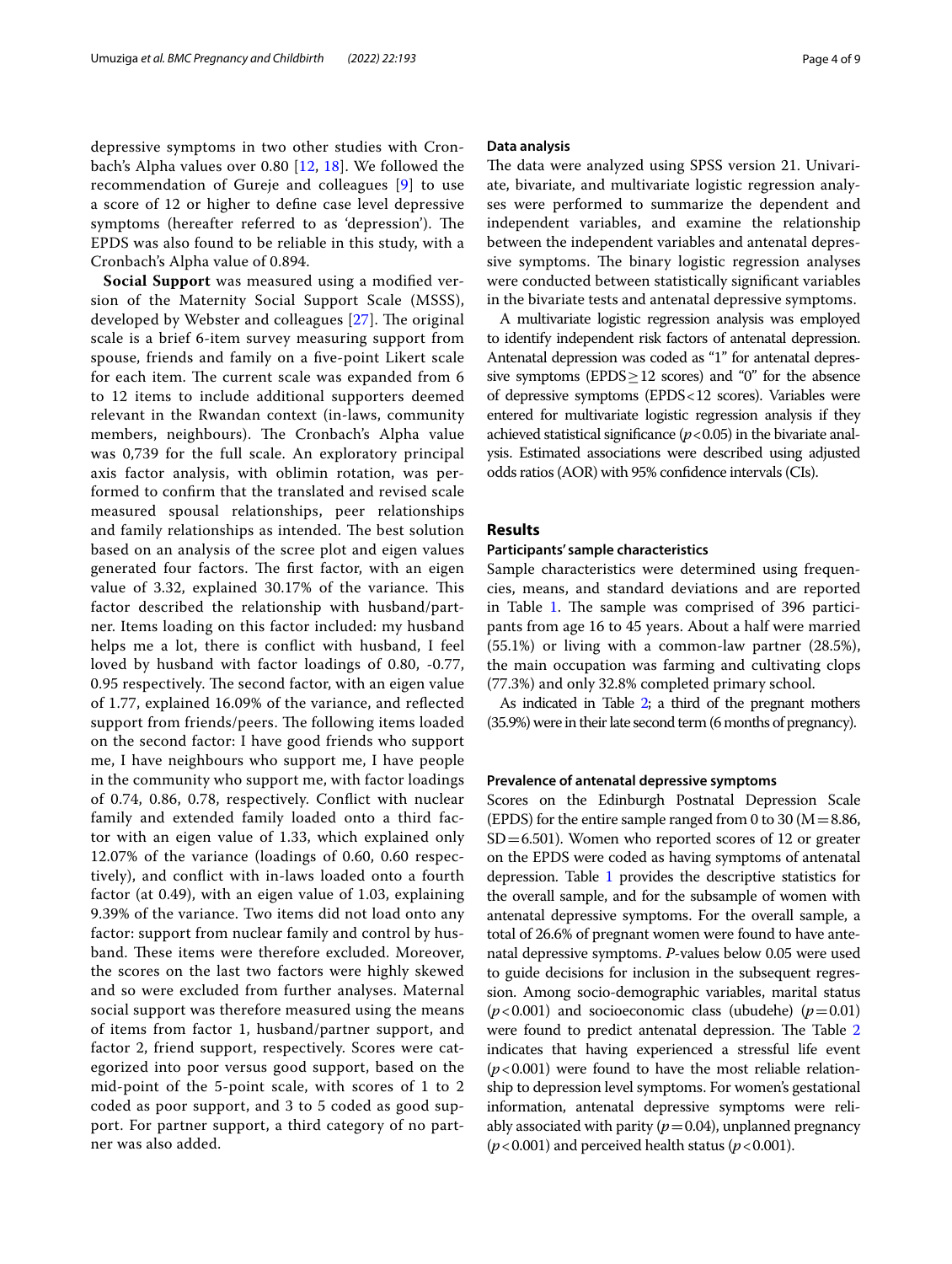depressive symptoms in two other studies with Cronbach's Alpha values over 0.80 [12, 18]. We followed the recommendation of Gureje and colleagues [9] to use a score of 12 or higher to define case level depressive symptoms (hereafter referred to as 'depression'). The EPDS was also found to be reliable in this study, with a Cronbach's Alpha value of 0.894.

**Social Support** was measured using a modified version of the Maternity Social Support Scale (MSSS), developed by Webster and colleagues [27]. The original scale is a brief 6-item survey measuring support from spouse, friends and family on a five-point Likert scale for each item. The current scale was expanded from 6 to 12 items to include additional supporters deemed relevant in the Rwandan context (in-laws, community members, neighbours). The Cronbach's Alpha value was 0,739 for the full scale. An exploratory principal axis factor analysis, with oblimin rotation, was performed to confirm that the translated and revised scale measured spousal relationships, peer relationships and family relationships as intended. The best solution based on an analysis of the scree plot and eigen values generated four factors. The first factor, with an eigen value of 3.32, explained 30.17% of the variance. This factor described the relationship with husband/partner. Items loading on this factor included: my husband helps me a lot, there is conflict with husband, I feel loved by husband with factor loadings of 0.80, -0.77, 0.95 respectively. The second factor, with an eigen value of 1.77, explained 16.09% of the variance, and reflected support from friends/peers. The following items loaded on the second factor: I have good friends who support me, I have neighbours who support me, I have people in the community who support me, with factor loadings of 0.74, 0.86, 0.78, respectively. Conflict with nuclear family and extended family loaded onto a third factor with an eigen value of 1.33, which explained only 12.07% of the variance (loadings of 0.60, 0.60 respectively), and conflict with in-laws loaded onto a fourth factor (at 0.49), with an eigen value of 1.03, explaining 9.39% of the variance. Two items did not load onto any factor: support from nuclear family and control by husband. These items were therefore excluded. Moreover, the scores on the last two factors were highly skewed and so were excluded from further analyses. Maternal social support was therefore measured using the means of items from factor 1, husband/partner support, and factor 2, friend support, respectively. Scores were categorized into poor versus good support, based on the mid-point of the 5-point scale, with scores of 1 to 2 coded as poor support, and 3 to 5 coded as good support. For partner support, a third category of no partner was also added.

### Data analysis

The data were analyzed using SPSS version 21. Univariate, bivariate, and multivariate logistic regression analyses were performed to summarize the dependent and independent variables, and examine the relationship between the independent variables and antenatal depressive symptoms. The binary logistic regression analyses were conducted between statistically significant variables in the bivariate tests and antenatal depressive symptoms.

A multivariate logistic regression analysis was employed to identify independent risk factors of antenatal depression. Antenatal depression was coded as "1" for antenatal depressive symptoms (EPDS $\geq$ 12 scores) and "0" for the absence of depressive symptoms (EPDS $<$ 12 scores). Variables were entered for multivariate logistic regression analysis if they achieved statistical significance ($p < 0.05$) in the bivariate analysis. Estimated associations were described using adjusted odds ratios (AOR) with 95% confidence intervals (CIs).

## Results

### Participants' sample characteristics

Sample characteristics were determined using frequencies, means, and standard deviations and are reported in Table 1. The sample was comprised of 396 participants from age 16 to 45 years. About a half were married (55.1%) or living with a common-law partner (28.5%), the main occupation was farming and cultivating clops (77.3%) and only 32.8% completed primary school.

As indicated in Table 2; a third of the pregnant mothers (35.9%) were in their late second term (6 months of pregnancy).

### Prevalence of antenatal depressive symptoms

Scores on the Edinburgh Postnatal Depression Scale (EPDS) for the entire sample ranged from 0 to 30 (M = 8.86, SD = 6.501). Women who reported scores of 12 or greater on the EPDS were coded as having symptoms of antenatal depression. Table 1 provides the descriptive statistics for the overall sample, and for the subsample of women with antenatal depressive symptoms. For the overall sample, a total of 26.6% of pregnant women were found to have antenatal depressive symptoms. *P*-values below 0.05 were used to guide decisions for inclusion in the subsequent regression. Among socio-demographic variables, marital status ($p < 0.001$) and socioeconomic class (ubudehe) ($p = 0.01$) were found to predict antenatal depression. The Table 2 indicates that having experienced a stressful life event ($p < 0.001$) were found to have the most reliable relationship to depression level symptoms. For women's gestational information, antenatal depressive symptoms were reliably associated with parity ($p = 0.04$), unplanned pregnancy ($p < 0.001$) and perceived health status ($p < 0.001$).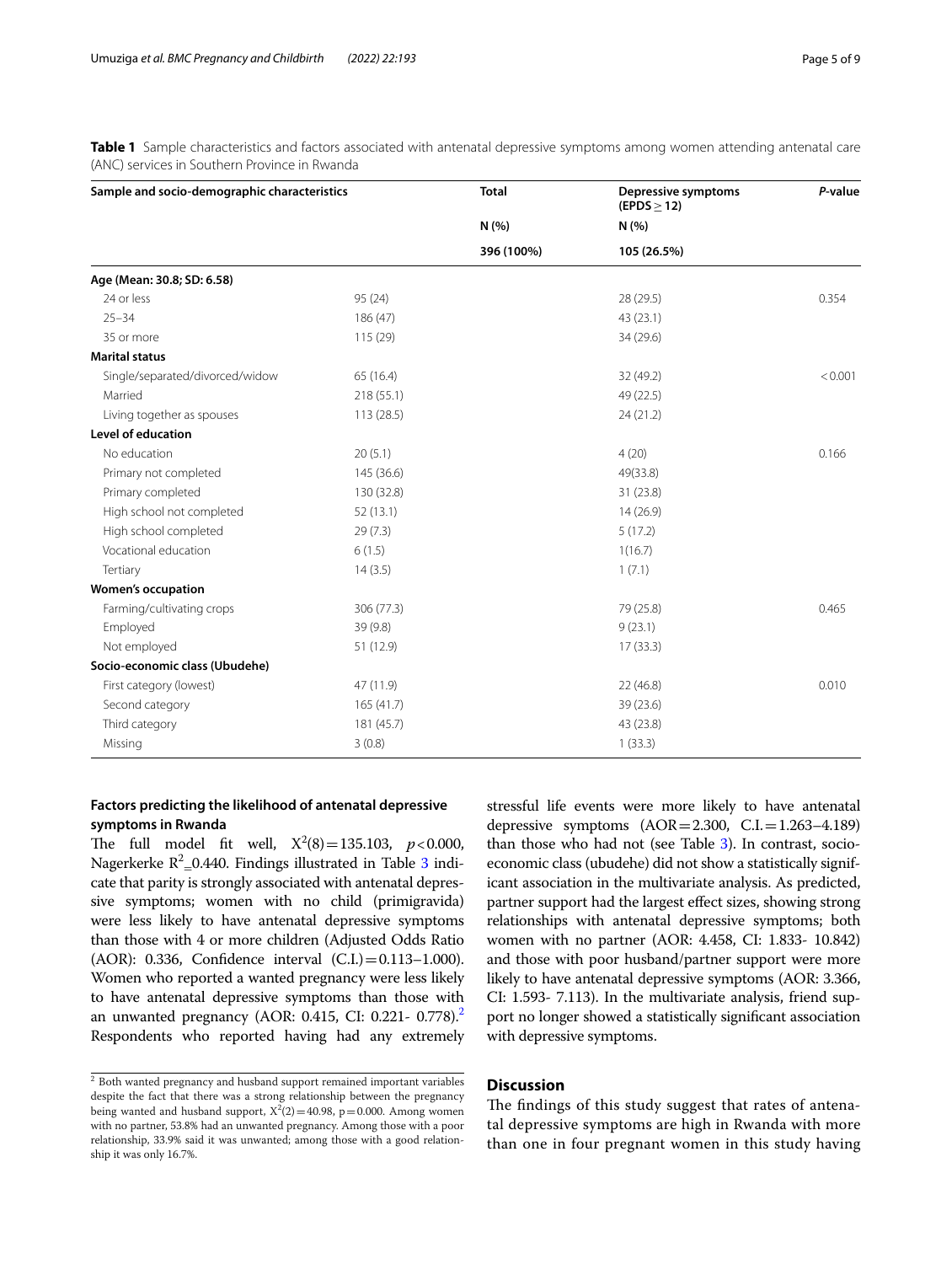**Table 1** Sample characteristics and factors associated with antenatal depressive symptoms among women attending antenatal care (ANC) services in Southern Province in Rwanda

| Sample and socio-demographic characteristics | Total | Depressive symptoms (EPDS ≥ 12) | *P*-value |
|---|---|---|---|
| | N (%) | N (%) | |
| | 396 (100%) | 105 (26.5%) | |
| **Age (Mean: 30.8; SD: 6.58)** | | | |
| 24 or less | 95 (24) | 28 (29.5) | 0.354 |
| 25–34 | 186 (47) | 43 (23.1) | |
| 35 or more | 115 (29) | 34 (29.6) | |
| **Marital status** | | | |
| Single/separated/divorced/widow | 65 (16.4) | 32 (49.2) | < 0.001 |
| Married | 218 (55.1) | 49 (22.5) | |
| Living together as spouses | 113 (28.5) | 24 (21.2) | |
| **Level of education** | | | |
| No education | 20 (5.1) | 4 (20) | 0.166 |
| Primary not completed | 145 (36.6) | 49(33.8) | |
| Primary completed | 130 (32.8) | 31 (23.8) | |
| High school not completed | 52 (13.1) | 14 (26.9) | |
| High school completed | 29 (7.3) | 5 (17.2) | |
| Vocational education | 6 (1.5) | 1(16.7) | |
| Tertiary | 14 (3.5) | 1 (7.1) | |
| **Women's occupation** | | | |
| Farming/cultivating crops | 306 (77.3) | 79 (25.8) | 0.465 |
| Employed | 39 (9.8) | 9 (23.1) | |
| Not employed | 51 (12.9) | 17 (33.3) | |
| **Socio-economic class (Ubudehe)** | | | |
| First category (lowest) | 47 (11.9) | 22 (46.8) | 0.010 |
| Second category | 165 (41.7) | 39 (23.6) | |
| Third category | 181 (45.7) | 43 (23.8) | |
| Missing | 3 (0.8) | 1 (33.3) | |

### Factors predicting the likelihood of antenatal depressive symptoms in Rwanda

The full model fit well, $X^2(8) = 135.103$, $p < 0.000$, Nagerkerke $R^2$_0.440. Findings illustrated in Table 3 indicate that parity is strongly associated with antenatal depressive symptoms; women with no child (primigravida) were less likely to have antenatal depressive symptoms than those with 4 or more children (Adjusted Odds Ratio (AOR): 0.336, Confidence interval (C.I.) = 0.113–1.000). Women who reported a wanted pregnancy were less likely to have antenatal depressive symptoms than those with an unwanted pregnancy (AOR: 0.415, CI: 0.221- 0.778).[2] Respondents who reported having had any extremely stressful life events were more likely to have antenatal depressive symptoms (AOR = 2.300, C.I. = 1.263–4.189) than those who had not (see Table 3). In contrast, socio-economic class (ubudehe) did not show a statistically significant association in the multivariate analysis. As predicted, partner support had the largest effect sizes, showing strong relationships with antenatal depressive symptoms; both women with no partner (AOR: 4.458, CI: 1.833- 10.842) and those with poor husband/partner support were more likely to have antenatal depressive symptoms (AOR: 3.366, CI: 1.593- 7.113). In the multivariate analysis, friend support no longer showed a statistically significant association with depressive symptoms.

[2] Both wanted pregnancy and husband support remained important variables despite the fact that there was a strong relationship between the pregnancy being wanted and husband support, $X^2(2) = 40.98$, $p = 0.000$. Among women with no partner, 53.8% had an unwanted pregnancy. Among those with a poor relationship, 33.9% said it was unwanted; among those with a good relationship it was only 16.7%.

## Discussion

The findings of this study suggest that rates of antenatal depressive symptoms are high in Rwanda with more than one in four pregnant women in this study having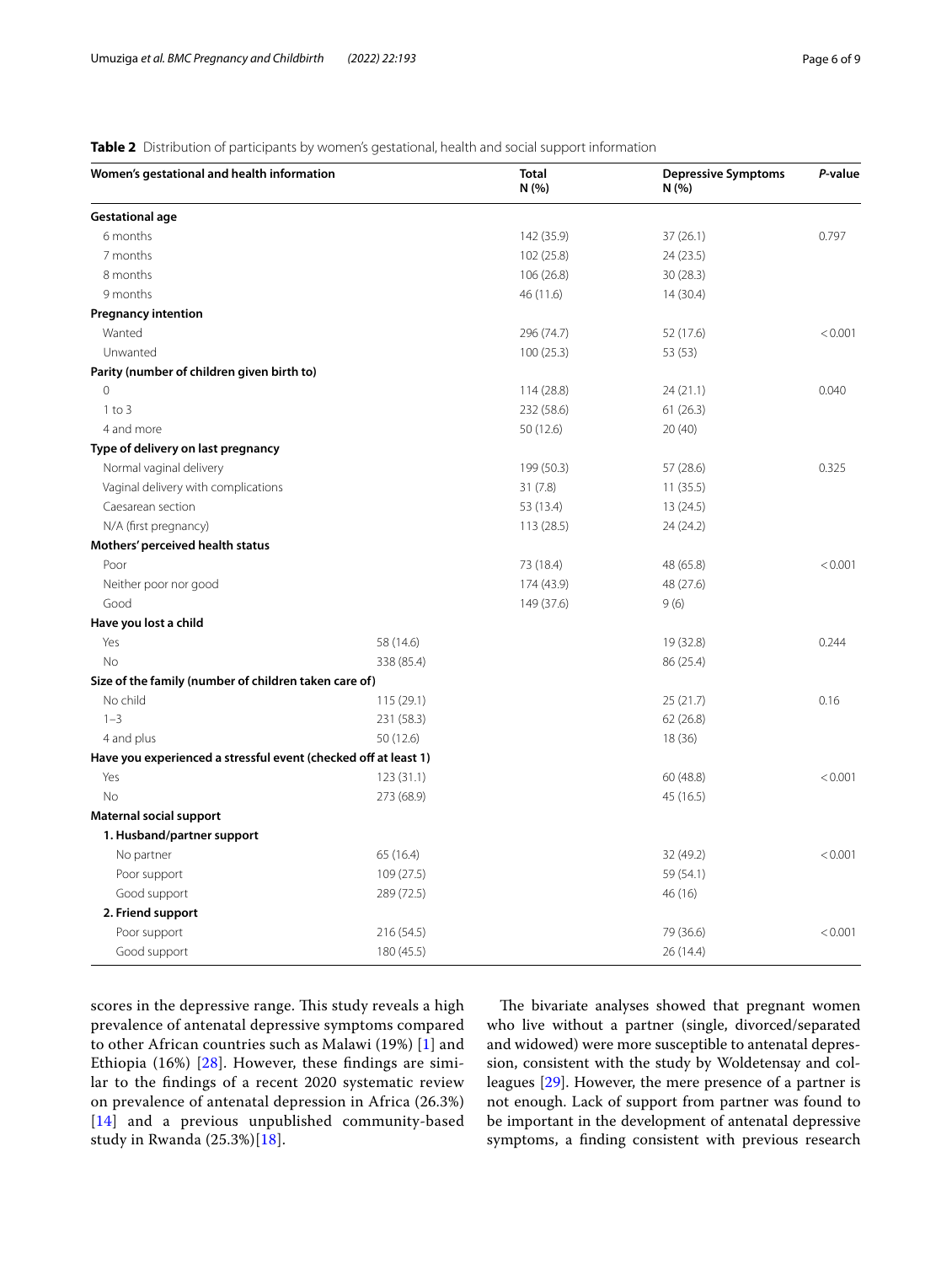**Table 2** Distribution of participants by women's gestational, health and social support information

| Women's gestational and health information | Total N (%) | Depressive Symptoms N (%) | *P*-value |
|---|---|---|---|
| **Gestational age** | | | |
| 6 months | 142 (35.9) | 37 (26.1) | 0.797 |
| 7 months | 102 (25.8) | 24 (23.5) | |
| 8 months | 106 (26.8) | 30 (28.3) | |
| 9 months | 46 (11.6) | 14 (30.4) | |
| **Pregnancy intention** | | | |
| Wanted | 296 (74.7) | 52 (17.6) | < 0.001 |
| Unwanted | 100 (25.3) | 53 (53) | |
| **Parity (number of children given birth to)** | | | |
| 0 | 114 (28.8) | 24 (21.1) | 0.040 |
| 1 to 3 | 232 (58.6) | 61 (26.3) | |
| 4 and more | 50 (12.6) | 20 (40) | |
| **Type of delivery on last pregnancy** | | | |
| Normal vaginal delivery | 199 (50.3) | 57 (28.6) | 0.325 |
| Vaginal delivery with complications | 31 (7.8) | 11 (35.5) | |
| Caesarean section | 53 (13.4) | 13 (24.5) | |
| N/A (first pregnancy) | 113 (28.5) | 24 (24.2) | |
| **Mothers' perceived health status** | | | |
| Poor | 73 (18.4) | 48 (65.8) | < 0.001 |
| Neither poor nor good | 174 (43.9) | 48 (27.6) | |
| Good | 149 (37.6) | 9 (6) | |
| **Have you lost a child** | | | |
| Yes | 58 (14.6) | 19 (32.8) | 0.244 |
| No | 338 (85.4) | 86 (25.4) | |
| **Size of the family (number of children taken care of)** | | | |
| No child | 115 (29.1) | 25 (21.7) | 0.16 |
| 1–3 | 231 (58.3) | 62 (26.8) | |
| 4 and plus | 50 (12.6) | 18 (36) | |
| **Have you experienced a stressful event (checked off at least 1)** | | | |
| Yes | 123 (31.1) | 60 (48.8) | < 0.001 |
| No | 273 (68.9) | 45 (16.5) | |
| **Maternal social support** | | | |
| **1. Husband/partner support** | | | |
| No partner | 65 (16.4) | 32 (49.2) | < 0.001 |
| Poor support | 109 (27.5) | 59 (54.1) | |
| Good support | 289 (72.5) | 46 (16) | |
| **2. Friend support** | | | |
| Poor support | 216 (54.5) | 79 (36.6) | < 0.001 |
| Good support | 180 (45.5) | 26 (14.4) | |

scores in the depressive range. This study reveals a high prevalence of antenatal depressive symptoms compared to other African countries such as Malawi (19%) [1] and Ethiopia (16%) [28]. However, these findings are similar to the findings of a recent 2020 systematic review on prevalence of antenatal depression in Africa (26.3%) [14] and a previous unpublished community-based study in Rwanda (25.3%)[18].

The bivariate analyses showed that pregnant women who live without a partner (single, divorced/separated and widowed) were more susceptible to antenatal depression, consistent with the study by Woldetensay and colleagues [29]. However, the mere presence of a partner is not enough. Lack of support from partner was found to be important in the development of antenatal depressive symptoms, a finding consistent with previous research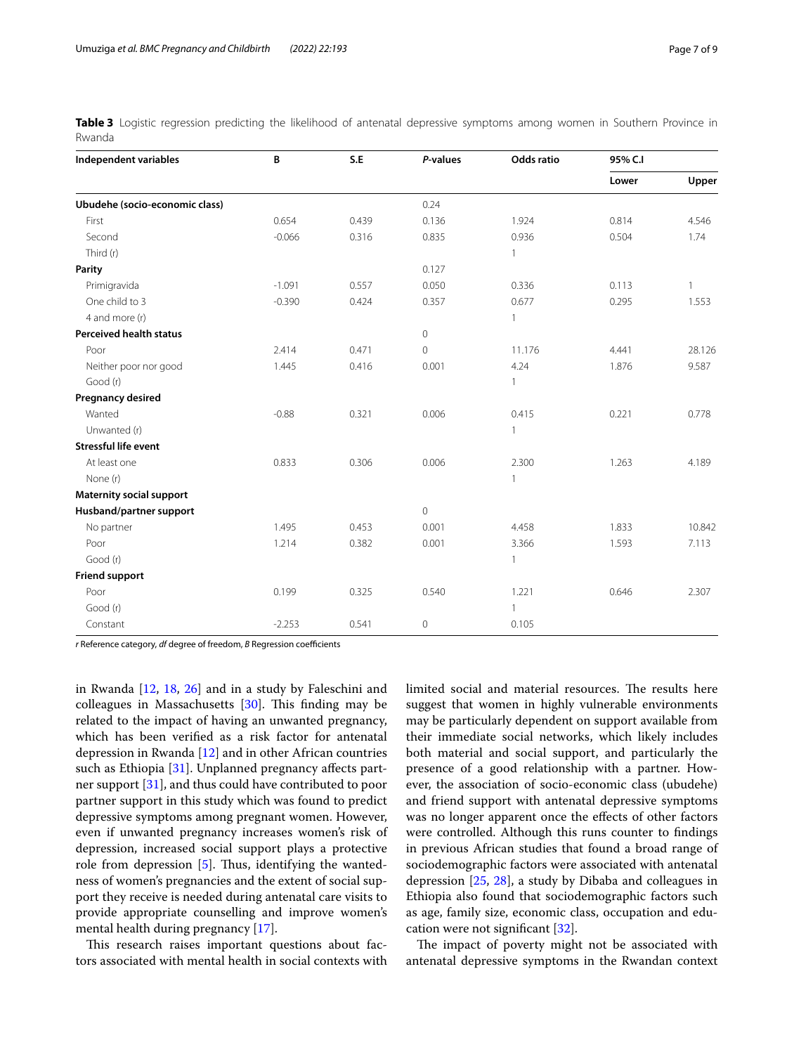**Table 3** Logistic regression predicting the likelihood of antenatal depressive symptoms among women in Southern Province in Rwanda

| Independent variables | B | S.E | *P*-values | Odds ratio | 95% C.I | |
|---|---|---|---|---|---|---|
| | | | | | Lower | Upper |
| **Ubudehe (socio-economic class)** | | | 0.24 | | | |
| First | 0.654 | 0.439 | 0.136 | 1.924 | 0.814 | 4.546 |
| Second | -0.066 | 0.316 | 0.835 | 0.936 | 0.504 | 1.74 |
| Third (r) | | | | 1 | | |
| **Parity** | | | 0.127 | | | |
| Primigravida | -1.091 | 0.557 | 0.050 | 0.336 | 0.113 | 1 |
| One child to 3 | -0.390 | 0.424 | 0.357 | 0.677 | 0.295 | 1.553 |
| 4 and more (r) | | | | 1 | | |
| **Perceived health status** | | | 0 | | | |
| Poor | 2.414 | 0.471 | 0 | 11.176 | 4.441 | 28.126 |
| Neither poor nor good | 1.445 | 0.416 | 0.001 | 4.24 | 1.876 | 9.587 |
| Good (r) | | | | 1 | | |
| **Pregnancy desired** | | | | | | |
| Wanted | -0.88 | 0.321 | 0.006 | 0.415 | 0.221 | 0.778 |
| Unwanted (r) | | | | 1 | | |
| **Stressful life event** | | | | | | |
| At least one | 0.833 | 0.306 | 0.006 | 2.300 | 1.263 | 4.189 |
| None (r) | | | | 1 | | |
| **Maternity social support** | | | | | | |
| **Husband/partner support** | | | 0 | | | |
| No partner | 1.495 | 0.453 | 0.001 | 4.458 | 1.833 | 10.842 |
| Poor | 1.214 | 0.382 | 0.001 | 3.366 | 1.593 | 7.113 |
| Good (r) | | | | 1 | | |
| **Friend support** | | | | | | |
| Poor | 0.199 | 0.325 | 0.540 | 1.221 | 0.646 | 2.307 |
| Good (r) | | | | 1 | | |
| Constant | -2.253 | 0.541 | 0 | 0.105 | | |

*r* Reference category, *df* degree of freedom, *B* Regression coefficients

in Rwanda [12, 18, 26] and in a study by Faleschini and colleagues in Massachusetts [30]. This finding may be related to the impact of having an unwanted pregnancy, which has been verified as a risk factor for antenatal depression in Rwanda [12] and in other African countries such as Ethiopia [31]. Unplanned pregnancy affects partner support [31], and thus could have contributed to poor partner support in this study which was found to predict depressive symptoms among pregnant women. However, even if unwanted pregnancy increases women's risk of depression, increased social support plays a protective role from depression [5]. Thus, identifying the wantedness of women's pregnancies and the extent of social support they receive is needed during antenatal care visits to provide appropriate counselling and improve women's mental health during pregnancy [17].

This research raises important questions about factors associated with mental health in social contexts with limited social and material resources. The results here suggest that women in highly vulnerable environments may be particularly dependent on support available from their immediate social networks, which likely includes both material and social support, and particularly the presence of a good relationship with a partner. However, the association of socio-economic class (ubudehe) and friend support with antenatal depressive symptoms was no longer apparent once the effects of other factors were controlled. Although this runs counter to findings in previous African studies that found a broad range of sociodemographic factors were associated with antenatal depression [25, 28], a study by Dibaba and colleagues in Ethiopia also found that sociodemographic factors such as age, family size, economic class, occupation and education were not significant [32].

The impact of poverty might not be associated with antenatal depressive symptoms in the Rwandan context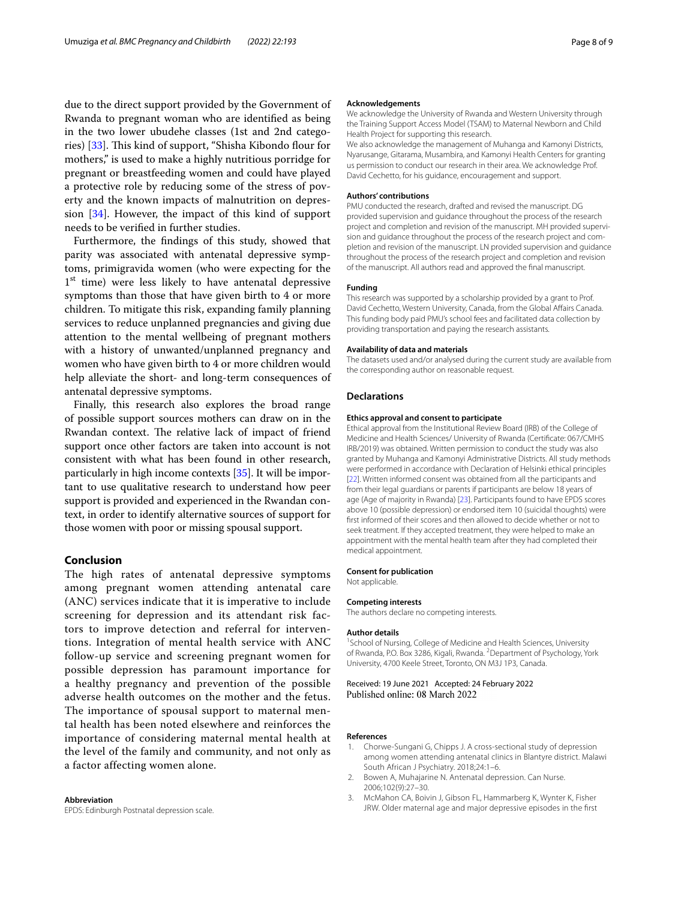due to the direct support provided by the Government of Rwanda to pregnant woman who are identified as being in the two lower ubudehe classes (1st and 2nd categories) [33]. This kind of support, "Shisha Kibondo flour for mothers," is used to make a highly nutritious porridge for pregnant or breastfeeding women and could have played a protective role by reducing some of the stress of poverty and the known impacts of malnutrition on depression [34]. However, the impact of this kind of support needs to be verified in further studies.

Furthermore, the findings of this study, showed that parity was associated with antenatal depressive symptoms, primigravida women (who were expecting for the 1st time) were less likely to have antenatal depressive symptoms than those that have given birth to 4 or more children. To mitigate this risk, expanding family planning services to reduce unplanned pregnancies and giving due attention to the mental wellbeing of pregnant mothers with a history of unwanted/unplanned pregnancy and women who have given birth to 4 or more children would help alleviate the short- and long-term consequences of antenatal depressive symptoms.

Finally, this research also explores the broad range of possible support sources mothers can draw on in the Rwandan context. The relative lack of impact of friend support once other factors are taken into account is not consistent with what has been found in other research, particularly in high income contexts [35]. It will be important to use qualitative research to understand how peer support is provided and experienced in the Rwandan context, in order to identify alternative sources of support for those women with poor or missing spousal support.

## Conclusion

The high rates of antenatal depressive symptoms among pregnant women attending antenatal care (ANC) services indicate that it is imperative to include screening for depression and its attendant risk factors to improve detection and referral for interventions. Integration of mental health service with ANC follow-up service and screening pregnant women for possible depression has paramount importance for a healthy pregnancy and prevention of the possible adverse health outcomes on the mother and the fetus. The importance of spousal support to maternal mental health has been noted elsewhere and reinforces the importance of considering maternal mental health at the level of the family and community, and not only as a factor affecting women alone.

#### Abbreviation

EPDS: Edinburgh Postnatal depression scale.

#### Acknowledgements

We acknowledge the University of Rwanda and Western University through the Training Support Access Model (TSAM) to Maternal Newborn and Child Health Project for supporting this research.

We also acknowledge the management of Muhanga and Kamonyi Districts, Nyarusange, Gitarama, Musambira, and Kamonyi Health Centers for granting us permission to conduct our research in their area. We acknowledge Prof. David Cechetto, for his guidance, encouragement and support.

#### Authors' contributions

PMU conducted the research, drafted and revised the manuscript. DG provided supervision and guidance throughout the process of the research project and completion and revision of the manuscript. MH provided supervision and guidance throughout the process of the research project and completion and revision of the manuscript. LN provided supervision and guidance throughout the process of the research project and completion and revision of the manuscript. All authors read and approved the final manuscript.

#### Funding

This research was supported by a scholarship provided by a grant to Prof. David Cechetto, Western University, Canada, from the Global Affairs Canada. This funding body paid PMU's school fees and facilitated data collection by providing transportation and paying the research assistants.

#### Availability of data and materials

The datasets used and/or analysed during the current study are available from the corresponding author on reasonable request.

### Declarations

#### Ethics approval and consent to participate

Ethical approval from the Institutional Review Board (IRB) of the College of Medicine and Health Sciences/ University of Rwanda (Certificate: 067/CMHS IRB/2019) was obtained. Written permission to conduct the study was also granted by Muhanga and Kamonyi Administrative Districts. All study methods were performed in accordance with Declaration of Helsinki ethical principles [22]. Written informed consent was obtained from all the participants and from their legal guardians or parents if participants are below 18 years of age (Age of majority in Rwanda) [23]. Participants found to have EPDS scores above 10 (possible depression) or endorsed item 10 (suicidal thoughts) were first informed of their scores and then allowed to decide whether or not to seek treatment. If they accepted treatment, they were helped to make an appointment with the mental health team after they had completed their medical appointment.

#### Consent for publication

Not applicable.

#### Competing interests

The authors declare no competing interests.

#### Author details

[1]School of Nursing, College of Medicine and Health Sciences, University of Rwanda, P.O. Box 3286, Kigali, Rwanda. [2]Department of Psychology, York University, 4700 Keele Street, Toronto, ON M3J 1P3, Canada.

Received: 19 June 2021 Accepted: 24 February 2022
Published online: 08 March 2022

#### References

1. Chorwe-Sungani G, Chipps J. A cross-sectional study of depression among women attending antenatal clinics in Blantyre district. Malawi South African J Psychiatry. 2018;24:1–6.
2. Bowen A, Muhajarine N. Antenatal depression. Can Nurse. 2006;102(9):27–30.
3. McMahon CA, Boivin J, Gibson FL, Hammarberg K, Wynter K, Fisher JRW. Older maternal age and major depressive episodes in the first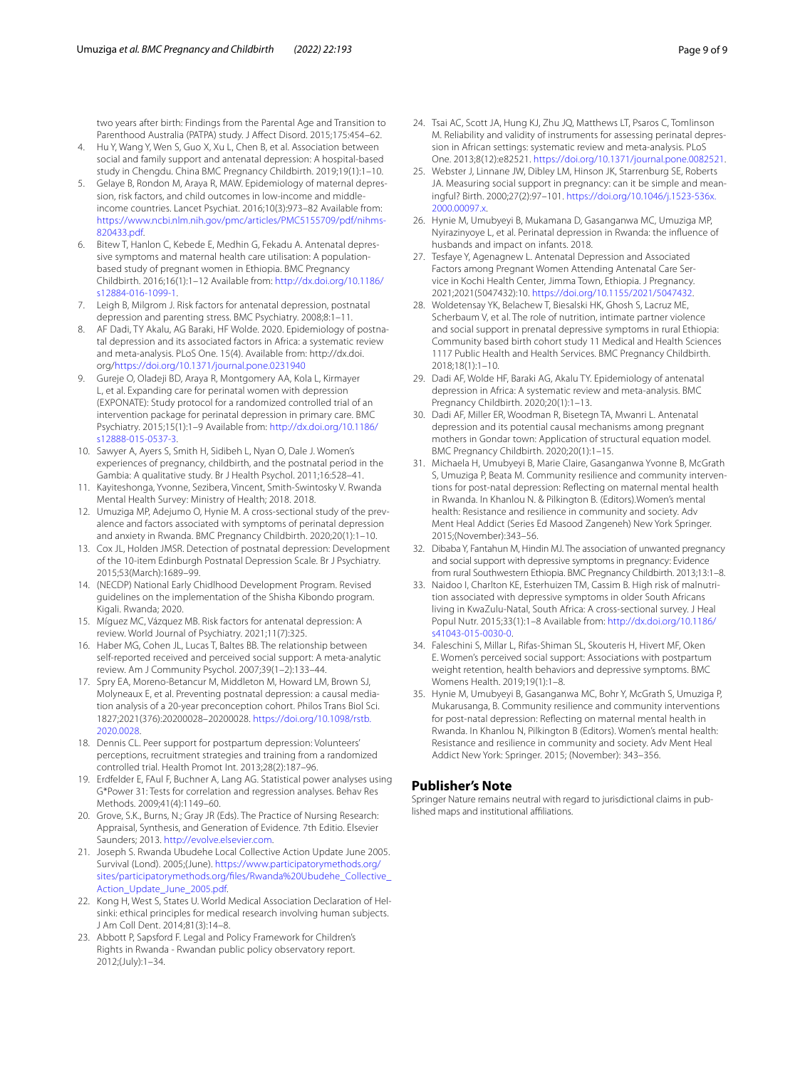two years after birth: Findings from the Parental Age and Transition to Parenthood Australia (PATPA) study. J Affect Disord. 2015;175:454–62.

4. Hu Y, Wang Y, Wen S, Guo X, Xu L, Chen B, et al. Association between social and family support and antenatal depression: A hospital-based study in Chengdu. China BMC Pregnancy Childbirth. 2019;19(1):1–10.
5. Gelaye B, Rondon M, Araya R, MAW. Epidemiology of maternal depression, risk factors, and child outcomes in low-income and middle-income countries. Lancet Psychiat. 2016;10(3):973–82 Available from: https://www.ncbi.nlm.nih.gov/pmc/articles/PMC5155709/pdf/nihms-820433.pdf.
6. Bitew T, Hanlon C, Kebede E, Medhin G, Fekadu A. Antenatal depressive symptoms and maternal health care utilisation: A population-based study of pregnant women in Ethiopia. BMC Pregnancy Childbirth. 2016;16(1):1–12 Available from: http://dx.doi.org/10.1186/s12884-016-1099-1.
7. Leigh B, Milgrom J. Risk factors for antenatal depression, postnatal depression and parenting stress. BMC Psychiatry. 2008;8:1–11.
8. AF Dadi, TY Akalu, AG Baraki, HF Wolde. 2020. Epidemiology of postnatal depression and its associated factors in Africa: a systematic review and meta-analysis. PLoS One. 15(4). Available from: http://dx.doi.org/https://doi.org/10.1371/journal.pone.0231940
9. Gureje O, Oladeji BD, Araya R, Montgomery AA, Kola L, Kirmayer L, et al. Expanding care for perinatal women with depression (EXPONATE): Study protocol for a randomized controlled trial of an intervention package for perinatal depression in primary care. BMC Psychiatry. 2015;15(1):1–9 Available from: http://dx.doi.org/10.1186/s12888-015-0537-3.
10. Sawyer A, Ayers S, Smith H, Sidibeh L, Nyan O, Dale J. Women's experiences of pregnancy, childbirth, and the postnatal period in the Gambia: A qualitative study. Br J Health Psychol. 2011;16:528–41.
11. Kayiteshonga, Yvonne, Sezibera, Vincent, Smith-Swintosky V. Rwanda Mental Health Survey: Ministry of Health; 2018. 2018.
12. Umuziga MP, Adejumo O, Hynie M. A cross-sectional study of the prevalence and factors associated with symptoms of perinatal depression and anxiety in Rwanda. BMC Pregnancy Childbirth. 2020;20(1):1–10.
13. Cox JL, Holden JMSR. Detection of postnatal depression: Development of the 10-item Edinburgh Postnatal Depression Scale. Br J Psychiatry. 2015;53(March):1689–99.
14. (NECDP) National Early Chidlhood Development Program. Revised guidelines on the implementation of the Shisha Kibondo program. Kigali. Rwanda; 2020.
15. Míguez MC, Vázquez MB. Risk factors for antenatal depression: A review. World Journal of Psychiatry. 2021;11(7):325.
16. Haber MG, Cohen JL, Lucas T, Baltes BB. The relationship between self-reported received and perceived social support: A meta-analytic review. Am J Community Psychol. 2007;39(1–2):133–44.
17. Spry EA, Moreno-Betancur M, Middleton M, Howard LM, Brown SJ, Molyneaux E, et al. Preventing postnatal depression: a causal mediation analysis of a 20-year preconception cohort. Philos Trans Biol Sci. 1827;2021(376):20200028–20200028. https://doi.org/10.1098/rstb.2020.0028.
18. Dennis CL. Peer support for postpartum depression: Volunteers' perceptions, recruitment strategies and training from a randomized controlled trial. Health Promot Int. 2013;28(2):187–96.
19. Erdfelder E, FAul F, Buchner A, Lang AG. Statistical power analyses using G*Power 31: Tests for correlation and regression analyses. Behav Res Methods. 2009;41(4):1149–60.
20. Grove, S.K., Burns, N.; Gray JR (Eds). The Practice of Nursing Research: Appraisal, Synthesis, and Generation of Evidence. 7th Editio. Elsevier Saunders; 2013. http://evolve.elsevier.com.
21. Joseph S. Rwanda Ubudehe Local Collective Action Update June 2005. Survival (Lond). 2005;(June). https://www.participatorymethods.org/sites/participatorymethods.org/files/Rwanda%20Ubudehe_Collective_Action_Update_June_2005.pdf.
22. Kong H, West S, States U. World Medical Association Declaration of Helsinki: ethical principles for medical research involving human subjects. J Am Coll Dent. 2014;81(3):14–8.
23. Abbott P, Sapsford F. Legal and Policy Framework for Children's Rights in Rwanda - Rwandan public policy observatory report. 2012;(July):1–34.
24. Tsai AC, Scott JA, Hung KJ, Zhu JQ, Matthews LT, Psaros C, Tomlinson M. Reliability and validity of instruments for assessing perinatal depression in African settings: systematic review and meta-analysis. PLoS One. 2013;8(12):e82521. https://doi.org/10.1371/journal.pone.0082521.
25. Webster J, Linnane JW, Dibley LM, Hinson JK, Starrenburg SE, Roberts JA. Measuring social support in pregnancy: can it be simple and meaningful? Birth. 2000;27(2):97–101. https://doi.org/10.1046/j.1523-536x.2000.00097.x.
26. Hynie M, Umubyeyi B, Mukamana D, Gasanganwa MC, Umuziga MP, Nyirazinyoye L, et al. Perinatal depression in Rwanda: the influence of husbands and impact on infants. 2018.
27. Tesfaye Y, Agenagnew L. Antenatal Depression and Associated Factors among Pregnant Women Attending Antenatal Care Service in Kochi Health Center, Jimma Town, Ethiopia. J Pregnancy. 2021;2021(5047432):10. https://doi.org/10.1155/2021/5047432.
28. Woldetensay YK, Belachew T, Biesalski HK, Ghosh S, Lacruz ME, Scherbaum V, et al. The role of nutrition, intimate partner violence and social support in prenatal depressive symptoms in rural Ethiopia: Community based birth cohort study 11 Medical and Health Sciences 1117 Public Health and Health Services. BMC Pregnancy Childbirth. 2018;18(1):1–10.
29. Dadi AF, Wolde HF, Baraki AG, Akalu TY. Epidemiology of antenatal depression in Africa: A systematic review and meta-analysis. BMC Pregnancy Childbirth. 2020;20(1):1–13.
30. Dadi AF, Miller ER, Woodman R, Bisetegn TA, Mwanri L. Antenatal depression and its potential causal mechanisms among pregnant mothers in Gondar town: Application of structural equation model. BMC Pregnancy Childbirth. 2020;20(1):1–15.
31. Michaela H, Umubyeyi B, Marie Claire, Gasanganwa Yvonne B, McGrath S, Umuziga P, Beata M. Community resilience and community interventions for post-natal depression: Reflecting on maternal mental health in Rwanda. In Khanlou N. & Pilkington B. (Editors).Women's mental health: Resistance and resilience in community and society. Adv Ment Heal Addict (Series Ed Masood Zangeneh) New York Springer. 2015;(November):343–56.
32. Dibaba Y, Fantahun M, Hindin MJ. The association of unwanted pregnancy and social support with depressive symptoms in pregnancy: Evidence from rural Southwestern Ethiopia. BMC Pregnancy Childbirth. 2013;13:1–8.
33. Naidoo I, Charlton KE, Esterhuizen TM, Cassim B. High risk of malnutrition associated with depressive symptoms in older South Africans living in KwaZulu-Natal, South Africa: A cross-sectional survey. J Heal Popul Nutr. 2015;33(1):1–8 Available from: http://dx.doi.org/10.1186/s41043-015-0030-0.
34. Faleschini S, Millar L, Rifas-Shiman SL, Skouteris H, Hivert MF, Oken E. Women's perceived social support: Associations with postpartum weight retention, health behaviors and depressive symptoms. BMC Womens Health. 2019;19(1):1–8.
35. Hynie M, Umubyeyi B, Gasanganwa MC, Bohr Y, McGrath S, Umuziga P, Mukarusanga, B. Community resilience and community interventions for post-natal depression: Reflecting on maternal mental health in Rwanda. In Khanlou N, Pilkington B (Editors). Women's mental health: Resistance and resilience in community and society. Adv Ment Heal Addict New York: Springer. 2015; (November): 343–356.

## Publisher's Note

Springer Nature remains neutral with regard to jurisdictional claims in published maps and institutional affiliations.